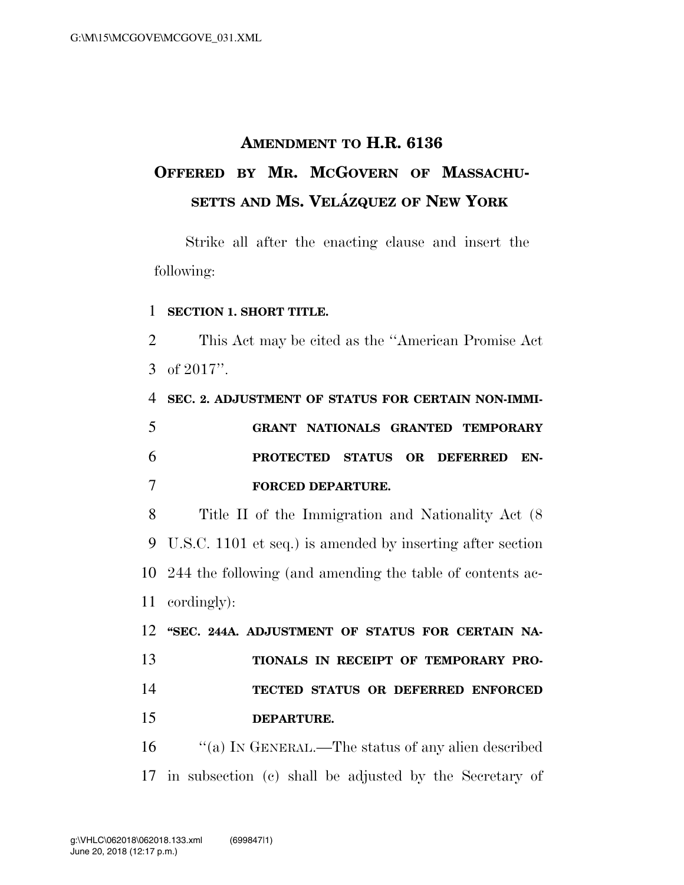# AMENDMENT TO H.R. 6136

## OFFERED BY MR. MCGOVERN OF MASSACHUSETTS AND MS. VELÁZQUEZ OF NEW YORK

Strike all after the enacting clause and insert the following:

**SECTION 1. SHORT TITLE.**

This Act may be cited as the "American Promise Act of 2017".

**SEC. 2. ADJUSTMENT OF STATUS FOR CERTAIN NON-IMMIGRANT NATIONALS GRANTED TEMPORARY PROTECTED STATUS OR DEFERRED ENFORCED DEPARTURE.**

Title II of the Immigration and Nationality Act (8 U.S.C. 1101 et seq.) is amended by inserting after section 244 the following (and amending the table of contents accordingly):

**"SEC. 244A. ADJUSTMENT OF STATUS FOR CERTAIN NATIONALS IN RECEIPT OF TEMPORARY PROTECTED STATUS OR DEFERRED ENFORCED DEPARTURE.**

"(a) IN GENERAL.—The status of any alien described in subsection (c) shall be adjusted by the Secretary of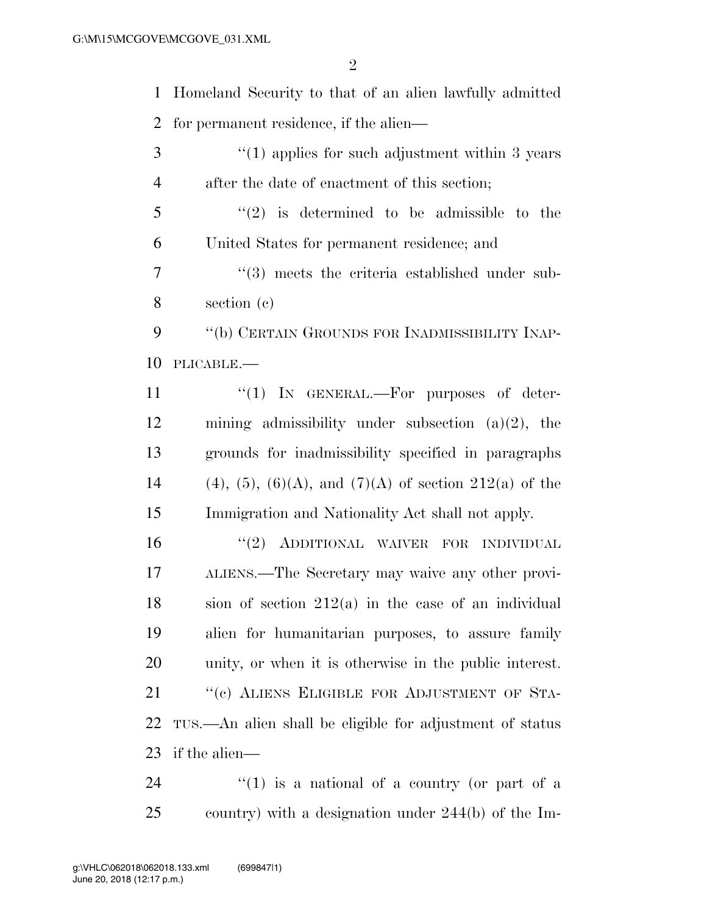Homeland Security to that of an alien lawfully admitted for permanent residence, if the alien—

"(1) applies for such adjustment within 3 years after the date of enactment of this section;

"(2) is determined to be admissible to the United States for permanent residence; and

"(3) meets the criteria established under subsection (c)

"(b) CERTAIN GROUNDS FOR INADMISSIBILITY INAPPLICABLE.—

"(1) IN GENERAL.—For purposes of determining admissibility under subsection (a)(2), the grounds for inadmissibility specified in paragraphs (4), (5), (6)(A), and (7)(A) of section 212(a) of the Immigration and Nationality Act shall not apply.

"(2) ADDITIONAL WAIVER FOR INDIVIDUAL ALIENS.—The Secretary may waive any other provision of section 212(a) in the case of an individual alien for humanitarian purposes, to assure family unity, or when it is otherwise in the public interest.

"(c) ALIENS ELIGIBLE FOR ADJUSTMENT OF STATUS.—An alien shall be eligible for adjustment of status if the alien—

"(1) is a national of a country (or part of a country) with a designation under 244(b) of the Im-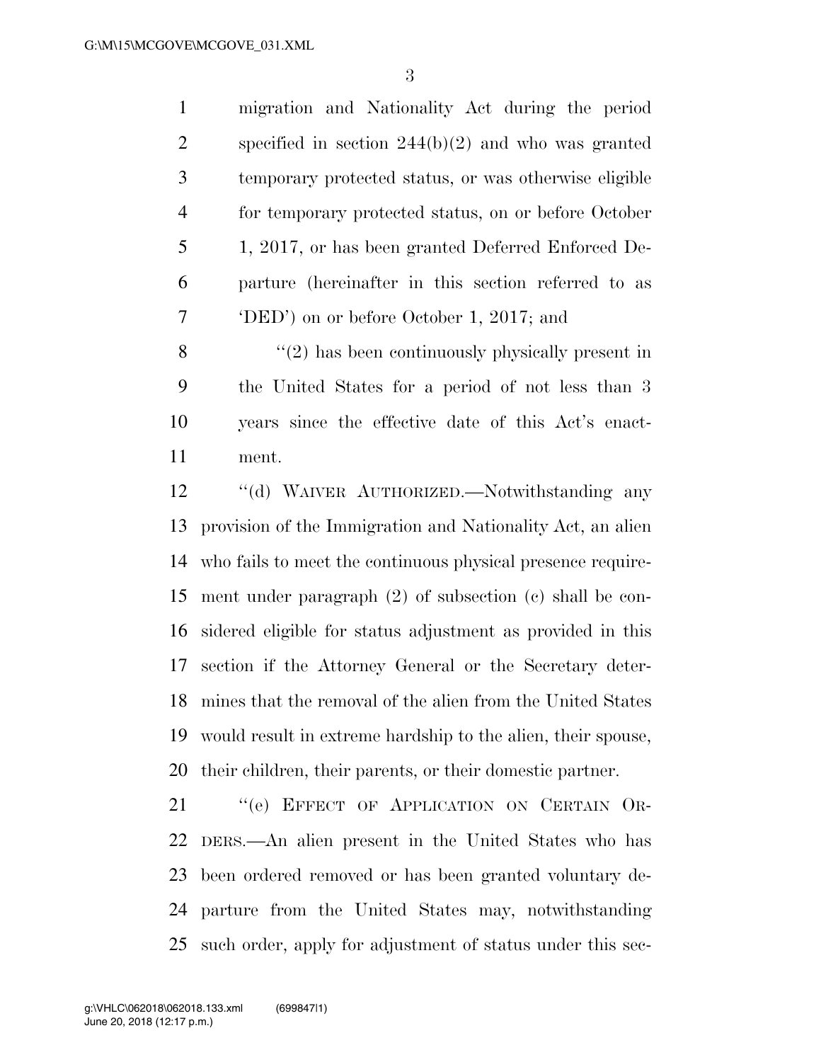migration and Nationality Act during the period specified in section 244(b)(2) and who was granted temporary protected status, or was otherwise eligible for temporary protected status, on or before October 1, 2017, or has been granted Deferred Enforced Departure (hereinafter in this section referred to as 'DED') on or before October 1, 2017; and

"(2) has been continuously physically present in the United States for a period of not less than 3 years since the effective date of this Act's enactment.

"(d) WAIVER AUTHORIZED.—Notwithstanding any provision of the Immigration and Nationality Act, an alien who fails to meet the continuous physical presence requirement under paragraph (2) of subsection (c) shall be considered eligible for status adjustment as provided in this section if the Attorney General or the Secretary determines that the removal of the alien from the United States would result in extreme hardship to the alien, their spouse, their children, their parents, or their domestic partner.

"(e) EFFECT OF APPLICATION ON CERTAIN ORDERS.—An alien present in the United States who has been ordered removed or has been granted voluntary departure from the United States may, notwithstanding such order, apply for adjustment of status under this sec-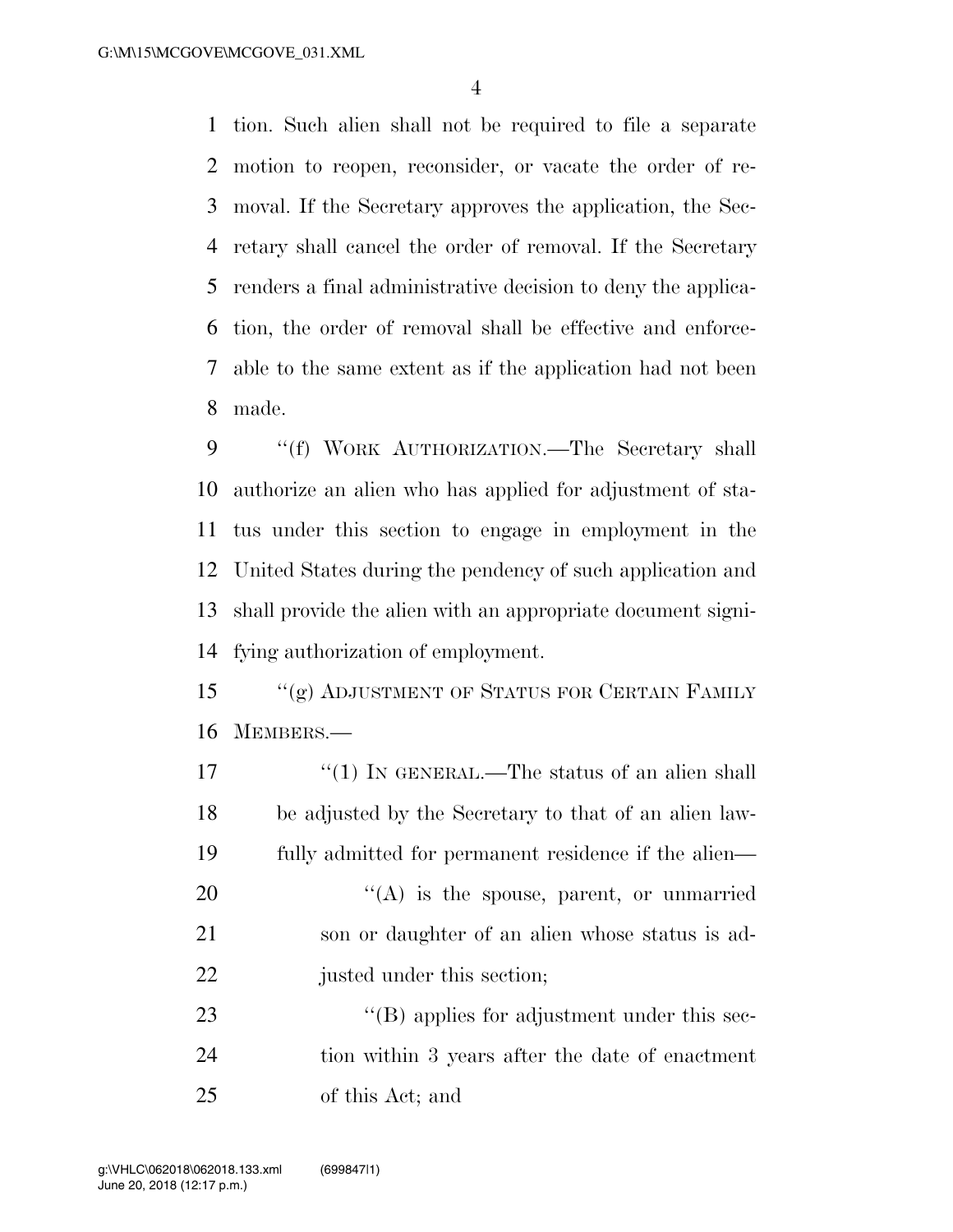tion. Such alien shall not be required to file a separate motion to reopen, reconsider, or vacate the order of removal. If the Secretary approves the application, the Secretary shall cancel the order of removal. If the Secretary renders a final administrative decision to deny the application, the order of removal shall be effective and enforceable to the same extent as if the application had not been made.

"(f) WORK AUTHORIZATION.—The Secretary shall authorize an alien who has applied for adjustment of status under this section to engage in employment in the United States during the pendency of such application and shall provide the alien with an appropriate document signifying authorization of employment.

"(g) ADJUSTMENT OF STATUS FOR CERTAIN FAMILY MEMBERS.—

"(1) IN GENERAL.—The status of an alien shall be adjusted by the Secretary to that of an alien lawfully admitted for permanent residence if the alien—

"(A) is the spouse, parent, or unmarried son or daughter of an alien whose status is adjusted under this section;

"(B) applies for adjustment under this section within 3 years after the date of enactment of this Act; and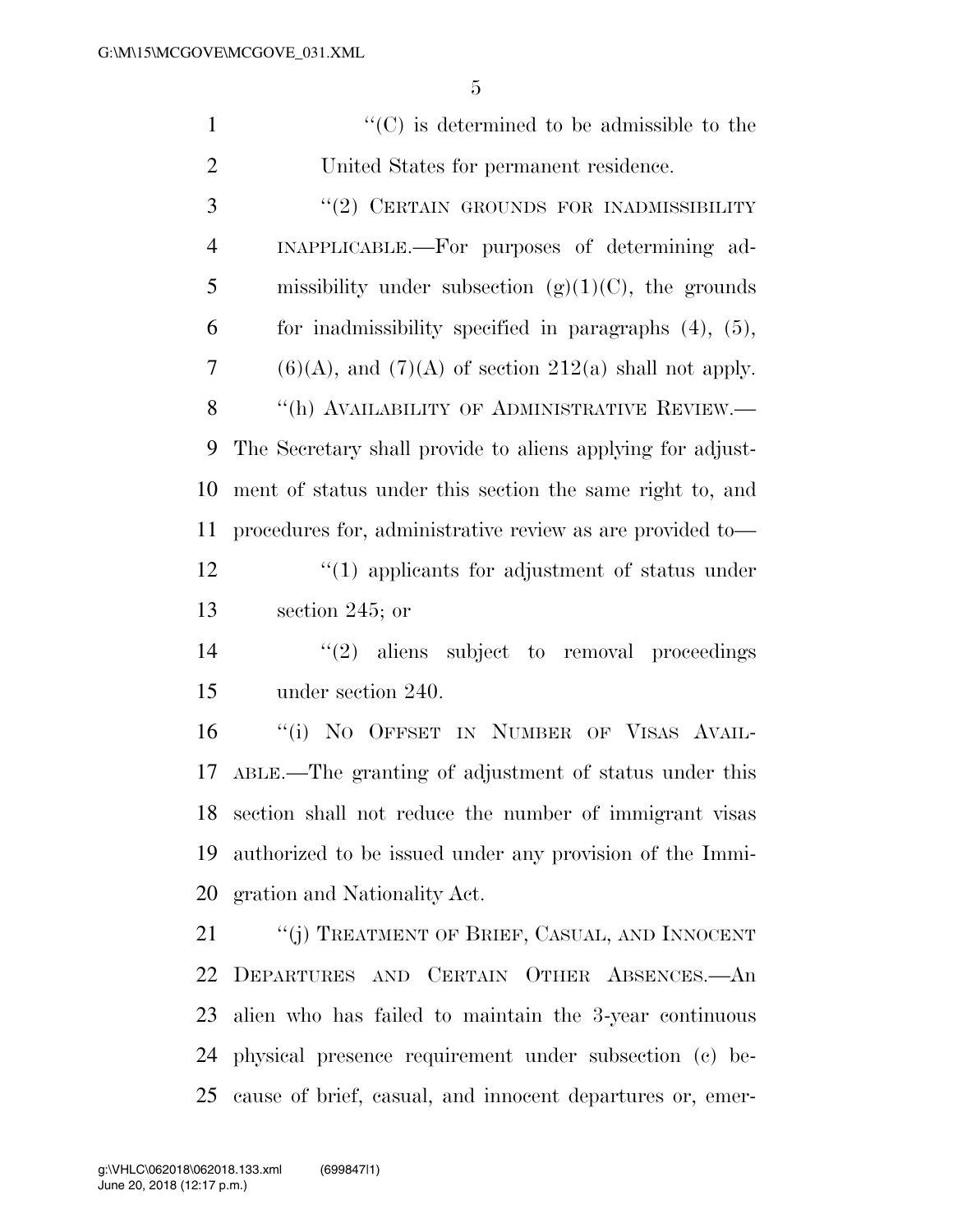"(C) is determined to be admissible to the United States for permanent residence.

"(2) CERTAIN GROUNDS FOR INADMISSIBILITY INAPPLICABLE.—For purposes of determining admissibility under subsection (g)(1)(C), the grounds for inadmissibility specified in paragraphs (4), (5), (6)(A), and (7)(A) of section 212(a) shall not apply.

"(h) AVAILABILITY OF ADMINISTRATIVE REVIEW.—The Secretary shall provide to aliens applying for adjustment of status under this section the same right to, and procedures for, administrative review as are provided to—

"(1) applicants for adjustment of status under section 245; or

"(2) aliens subject to removal proceedings under section 240.

"(i) NO OFFSET IN NUMBER OF VISAS AVAILABLE.—The granting of adjustment of status under this section shall not reduce the number of immigrant visas authorized to be issued under any provision of the Immigration and Nationality Act.

"(j) TREATMENT OF BRIEF, CASUAL, AND INNOCENT DEPARTURES AND CERTAIN OTHER ABSENCES.—An alien who has failed to maintain the 3-year continuous physical presence requirement under subsection (c) because of brief, casual, and innocent departures or, emer-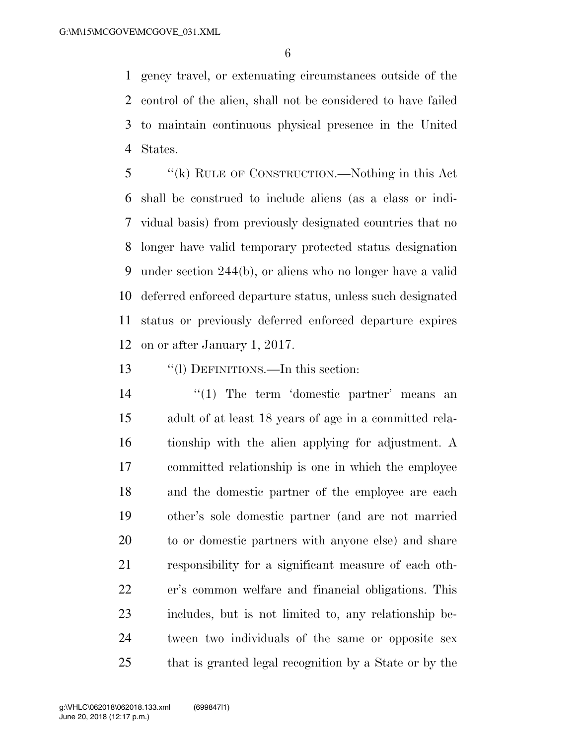gency travel, or extenuating circumstances outside of the control of the alien, shall not be considered to have failed to maintain continuous physical presence in the United States.

"(k) RULE OF CONSTRUCTION.—Nothing in this Act shall be construed to include aliens (as a class or individual basis) from previously designated countries that no longer have valid temporary protected status designation under section 244(b), or aliens who no longer have a valid deferred enforced departure status, unless such designated status or previously deferred enforced departure expires on or after January 1, 2017.

"(l) DEFINITIONS.—In this section:

"(1) The term 'domestic partner' means an adult of at least 18 years of age in a committed relationship with the alien applying for adjustment. A committed relationship is one in which the employee and the domestic partner of the employee are each other's sole domestic partner (and are not married to or domestic partners with anyone else) and share responsibility for a significant measure of each other's common welfare and financial obligations. This includes, but is not limited to, any relationship between two individuals of the same or opposite sex that is granted legal recognition by a State or by the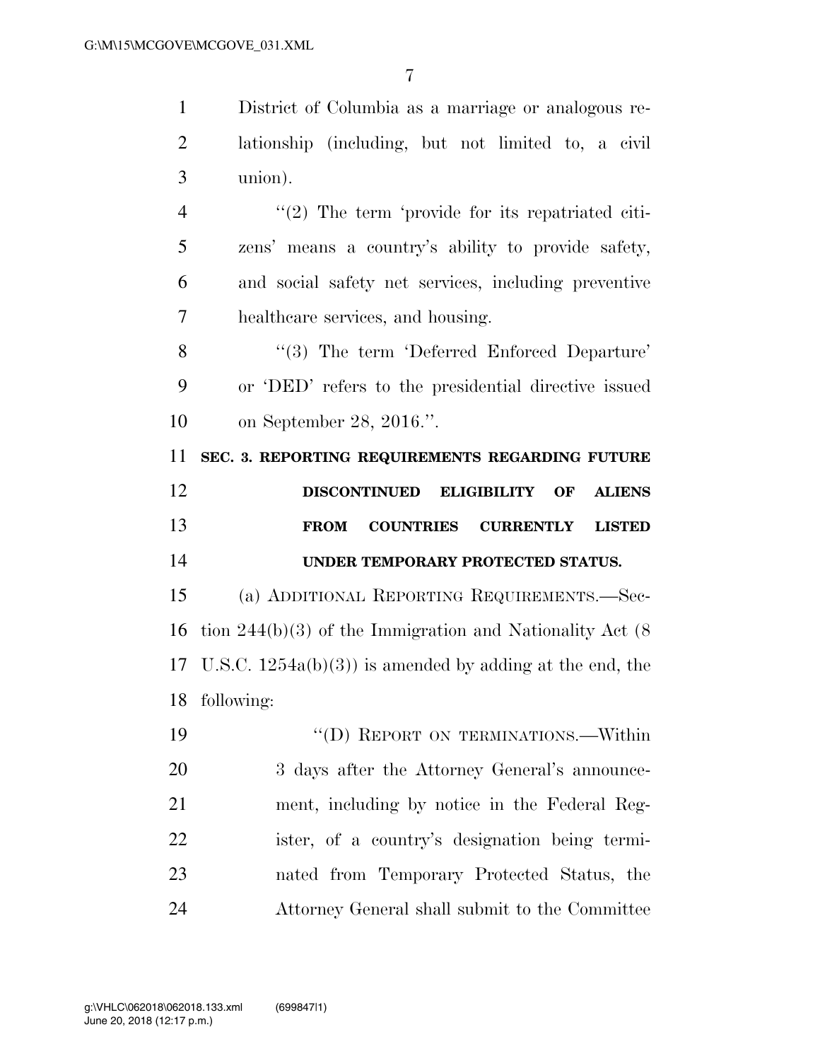District of Columbia as a marriage or analogous relationship (including, but not limited to, a civil union).

"(2) The term 'provide for its repatriated citizens' means a country's ability to provide safety, and social safety net services, including preventive healthcare services, and housing.

"(3) The term 'Deferred Enforced Departure' or 'DED' refers to the presidential directive issued on September 28, 2016.".

**SEC. 3. REPORTING REQUIREMENTS REGARDING FUTURE DISCONTINUED ELIGIBILITY OF ALIENS FROM COUNTRIES CURRENTLY LISTED UNDER TEMPORARY PROTECTED STATUS.**

(a) ADDITIONAL REPORTING REQUIREMENTS.—Section 244(b)(3) of the Immigration and Nationality Act (8 U.S.C. 1254a(b)(3)) is amended by adding at the end, the following:

"(D) REPORT ON TERMINATIONS.—Within 3 days after the Attorney General's announcement, including by notice in the Federal Register, of a country's designation being terminated from Temporary Protected Status, the Attorney General shall submit to the Committee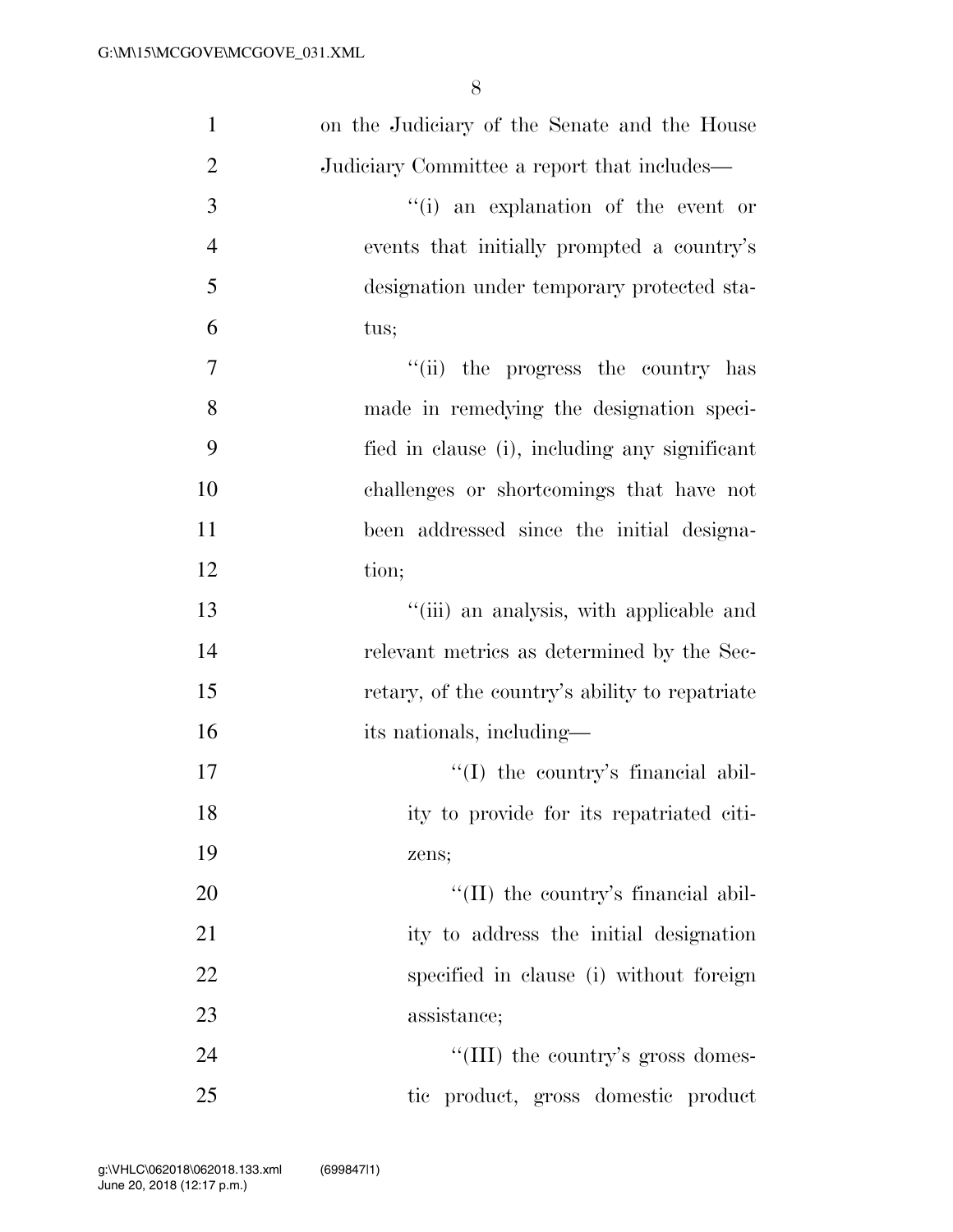on the Judiciary of the Senate and the House Judiciary Committee a report that includes—

''(i) an explanation of the event or events that initially prompted a country's designation under temporary protected status;

''(ii) the progress the country has made in remedying the designation specified in clause (i), including any significant challenges or shortcomings that have not been addressed since the initial designation;

''(iii) an analysis, with applicable and relevant metrics as determined by the Secretary, of the country's ability to repatriate its nationals, including—

''(I) the country's financial ability to provide for its repatriated citizens;

''(II) the country's financial ability to address the initial designation specified in clause (i) without foreign assistance;

''(III) the country's gross domestic product, gross domestic product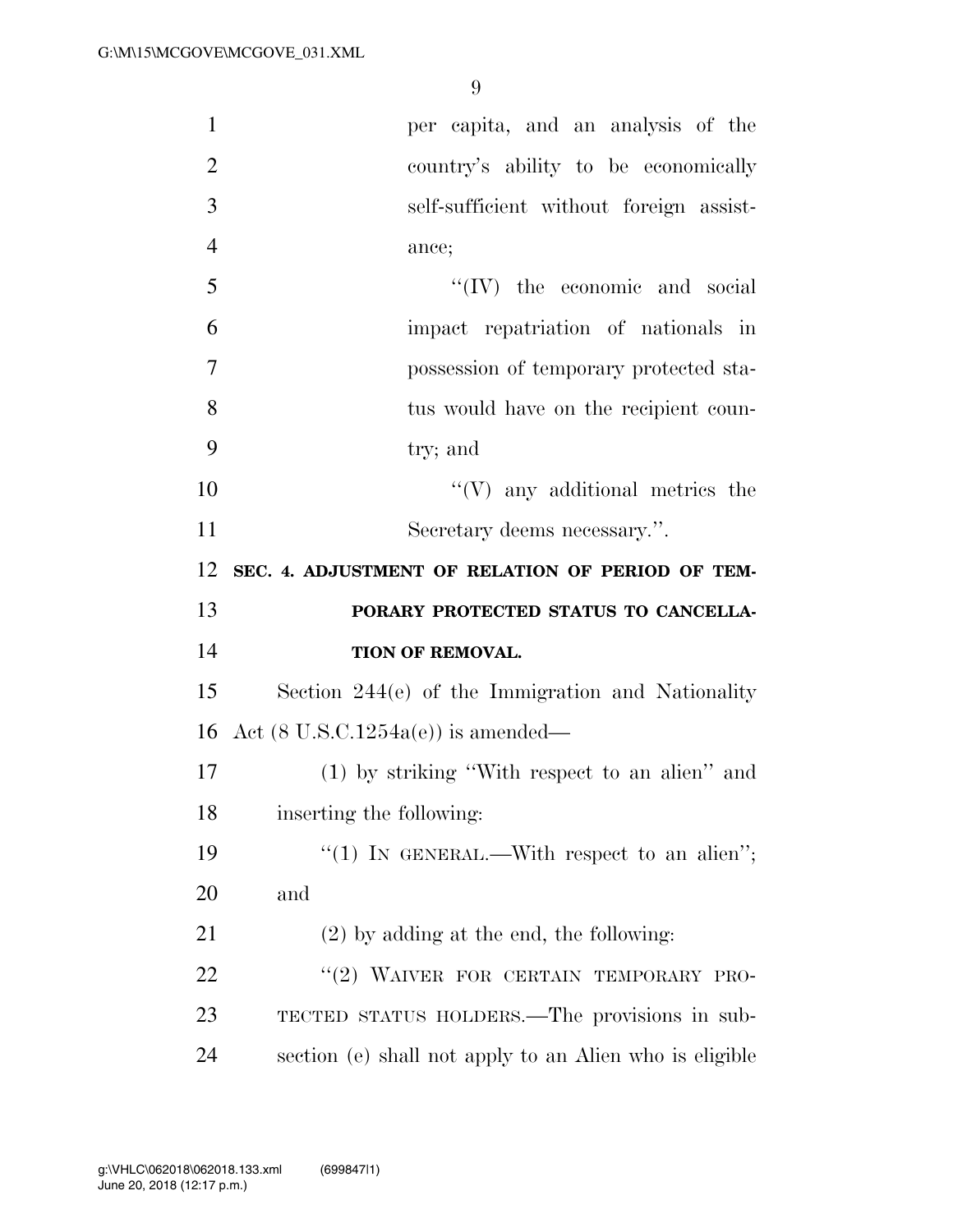per capita, and an analysis of the country's ability to be economically self-sufficient without foreign assistance;

"(IV) the economic and social impact repatriation of nationals in possession of temporary protected status would have on the recipient country; and

"(V) any additional metrics the Secretary deems necessary.".

**SEC. 4. ADJUSTMENT OF RELATION OF PERIOD OF TEMPORARY PROTECTED STATUS TO CANCELLATION OF REMOVAL.**

Section 244(e) of the Immigration and Nationality Act (8 U.S.C.1254a(e)) is amended—

(1) by striking "With respect to an alien" and inserting the following:

"(1) IN GENERAL.—With respect to an alien"; and

(2) by adding at the end, the following:

"(2) WAIVER FOR CERTAIN TEMPORARY PROTECTED STATUS HOLDERS.—The provisions in subsection (e) shall not apply to an Alien who is eligible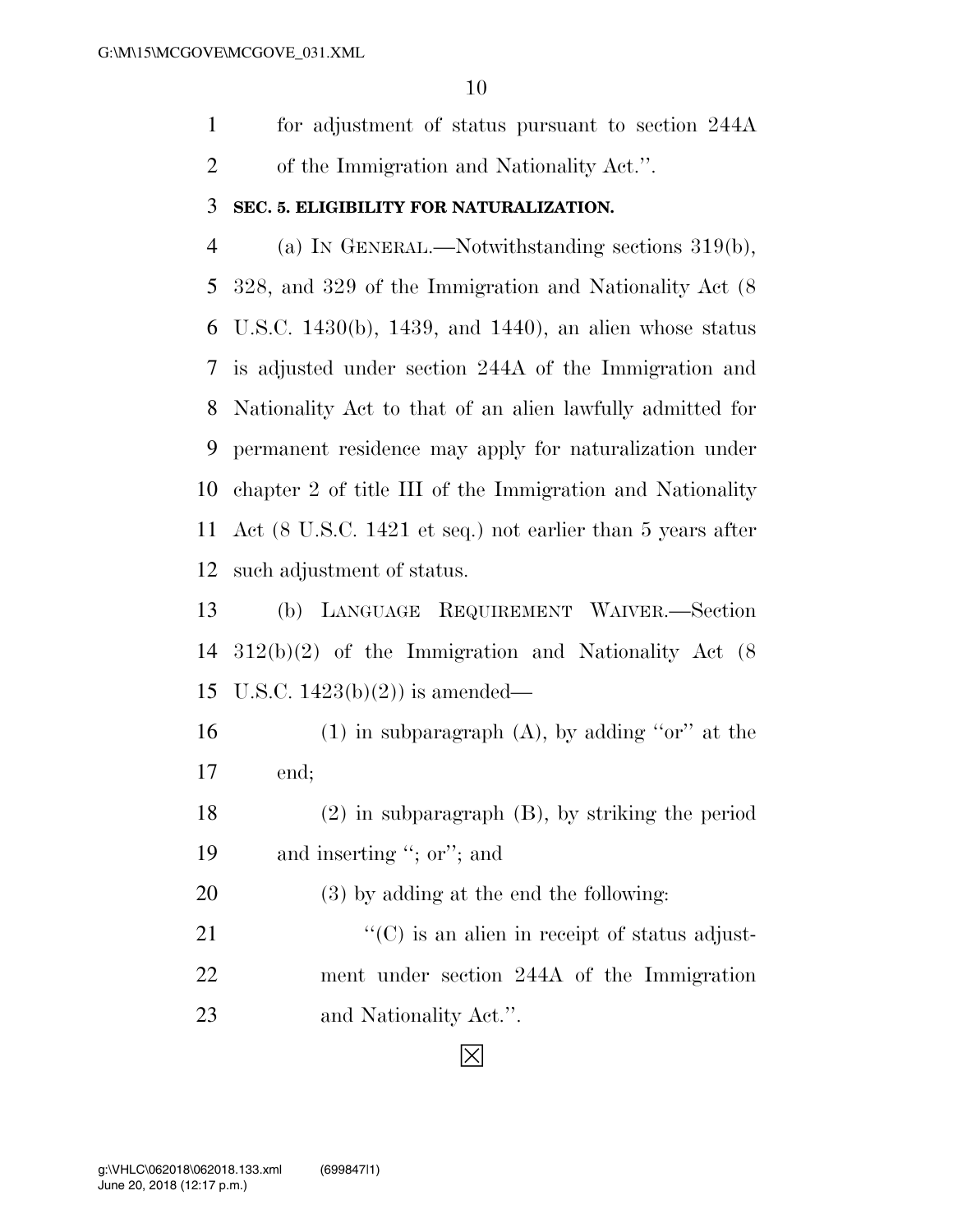for adjustment of status pursuant to section 244A of the Immigration and Nationality Act.''.

**SEC. 5. ELIGIBILITY FOR NATURALIZATION.**

(a) IN GENERAL.—Notwithstanding sections 319(b), 328, and 329 of the Immigration and Nationality Act (8 U.S.C. 1430(b), 1439, and 1440), an alien whose status is adjusted under section 244A of the Immigration and Nationality Act to that of an alien lawfully admitted for permanent residence may apply for naturalization under chapter 2 of title III of the Immigration and Nationality Act (8 U.S.C. 1421 et seq.) not earlier than 5 years after such adjustment of status.

(b) LANGUAGE REQUIREMENT WAIVER.—Section 312(b)(2) of the Immigration and Nationality Act (8 U.S.C. 1423(b)(2)) is amended—

(1) in subparagraph (A), by adding ''or'' at the end;

(2) in subparagraph (B), by striking the period and inserting ''; or''; and

(3) by adding at the end the following:

''(C) is an alien in receipt of status adjustment under section 244A of the Immigration and Nationality Act.''.